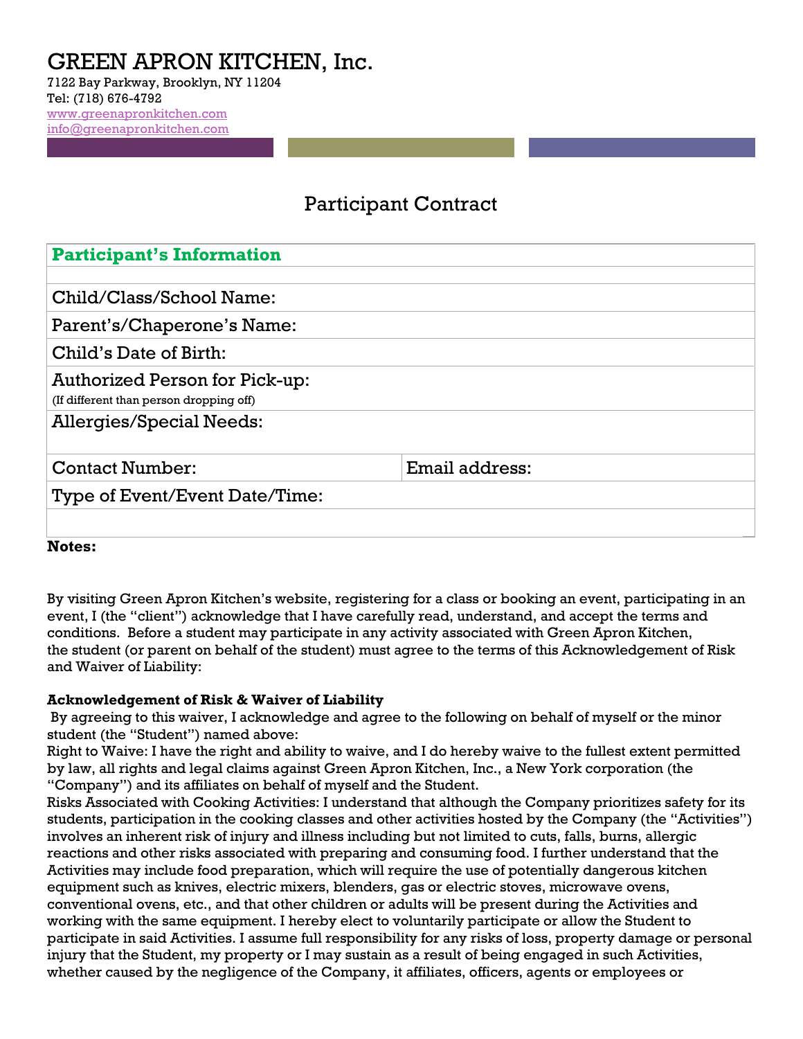# GREEN APRON KITCHEN, Inc.

7122 Bay Parkway, Brooklyn, NY 11204
Tel: (718) 676-4792
www.greenapronkitchen.com
info@greenapronkitchen.com

## Participant Contract

| **Participant's Information** | |
|---|---|
| | |
| Child/Class/School Name: | |
| Parent's/Chaperone's Name: | |
| Child's Date of Birth: | |
| Authorized Person for Pick-up: (If different than person dropping off) | |
| Allergies/Special Needs: | |
| Contact Number: | Email address: |
| Type of Event/Event Date/Time: | |
| | |

**Notes:**

By visiting Green Apron Kitchen's website, registering for a class or booking an event, participating in an event, I (the "client") acknowledge that I have carefully read, understand, and accept the terms and conditions. Before a student may participate in any activity associated with Green Apron Kitchen, the student (or parent on behalf of the student) must agree to the terms of this Acknowledgement of Risk and Waiver of Liability:

**Acknowledgement of Risk & Waiver of Liability**

By agreeing to this waiver, I acknowledge and agree to the following on behalf of myself or the minor student (the "Student") named above:

Right to Waive: I have the right and ability to waive, and I do hereby waive to the fullest extent permitted by law, all rights and legal claims against Green Apron Kitchen, Inc., a New York corporation (the "Company") and its affiliates on behalf of myself and the Student.

Risks Associated with Cooking Activities: I understand that although the Company prioritizes safety for its students, participation in the cooking classes and other activities hosted by the Company (the "Activities") involves an inherent risk of injury and illness including but not limited to cuts, falls, burns, allergic reactions and other risks associated with preparing and consuming food. I further understand that the Activities may include food preparation, which will require the use of potentially dangerous kitchen equipment such as knives, electric mixers, blenders, gas or electric stoves, microwave ovens, conventional ovens, etc., and that other children or adults will be present during the Activities and working with the same equipment. I hereby elect to voluntarily participate or allow the Student to participate in said Activities. I assume full responsibility for any risks of loss, property damage or personal injury that the Student, my property or I may sustain as a result of being engaged in such Activities, whether caused by the negligence of the Company, it affiliates, officers, agents or employees or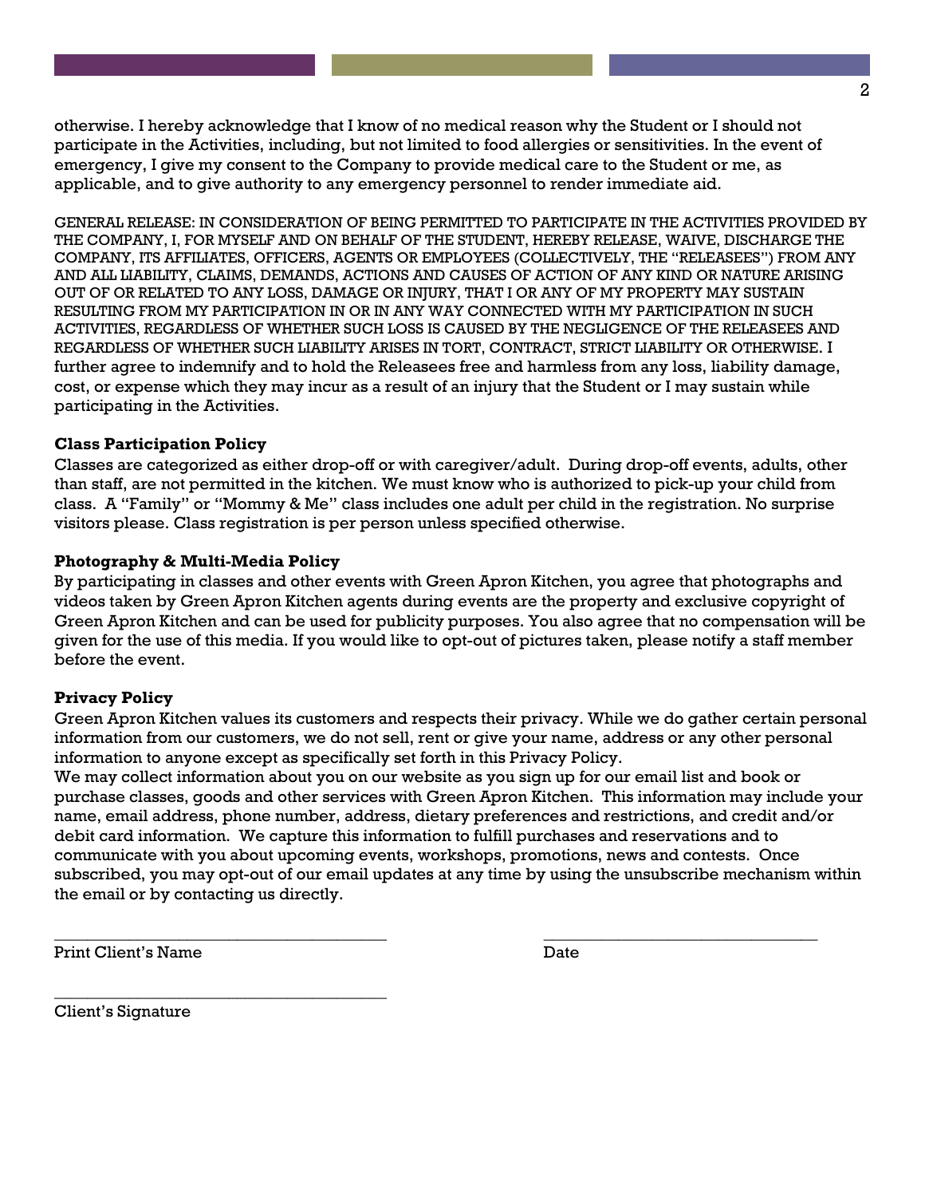otherwise. I hereby acknowledge that I know of no medical reason why the Student or I should not participate in the Activities, including, but not limited to food allergies or sensitivities. In the event of emergency, I give my consent to the Company to provide medical care to the Student or me, as applicable, and to give authority to any emergency personnel to render immediate aid.

GENERAL RELEASE: IN CONSIDERATION OF BEING PERMITTED TO PARTICIPATE IN THE ACTIVITIES PROVIDED BY THE COMPANY, I, FOR MYSELF AND ON BEHALF OF THE STUDENT, HEREBY RELEASE, WAIVE, DISCHARGE THE COMPANY, ITS AFFILIATES, OFFICERS, AGENTS OR EMPLOYEES (COLLECTIVELY, THE "RELEASEES") FROM ANY AND ALL LIABILITY, CLAIMS, DEMANDS, ACTIONS AND CAUSES OF ACTION OF ANY KIND OR NATURE ARISING OUT OF OR RELATED TO ANY LOSS, DAMAGE OR INJURY, THAT I OR ANY OF MY PROPERTY MAY SUSTAIN RESULTING FROM MY PARTICIPATION IN OR IN ANY WAY CONNECTED WITH MY PARTICIPATION IN SUCH ACTIVITIES, REGARDLESS OF WHETHER SUCH LOSS IS CAUSED BY THE NEGLIGENCE OF THE RELEASEES AND REGARDLESS OF WHETHER SUCH LIABILITY ARISES IN TORT, CONTRACT, STRICT LIABILITY OR OTHERWISE. I further agree to indemnify and to hold the Releasees free and harmless from any loss, liability damage, cost, or expense which they may incur as a result of an injury that the Student or I may sustain while participating in the Activities.

**Class Participation Policy**

Classes are categorized as either drop-off or with caregiver/adult. During drop-off events, adults, other than staff, are not permitted in the kitchen. We must know who is authorized to pick-up your child from class. A "Family" or "Mommy & Me" class includes one adult per child in the registration. No surprise visitors please. Class registration is per person unless specified otherwise.

**Photography & Multi-Media Policy**

By participating in classes and other events with Green Apron Kitchen, you agree that photographs and videos taken by Green Apron Kitchen agents during events are the property and exclusive copyright of Green Apron Kitchen and can be used for publicity purposes. You also agree that no compensation will be given for the use of this media. If you would like to opt-out of pictures taken, please notify a staff member before the event.

**Privacy Policy**

Green Apron Kitchen values its customers and respects their privacy. While we do gather certain personal information from our customers, we do not sell, rent or give your name, address or any other personal information to anyone except as specifically set forth in this Privacy Policy.

We may collect information about you on our website as you sign up for our email list and book or purchase classes, goods and other services with Green Apron Kitchen. This information may include your name, email address, phone number, address, dietary preferences and restrictions, and credit and/or debit card information. We capture this information to fulfill purchases and reservations and to communicate with you about upcoming events, workshops, promotions, news and contests. Once subscribed, you may opt-out of our email updates at any time by using the unsubscribe mechanism within the email or by contacting us directly.

\_\_\_\_\_\_\_\_\_\_\_\_\_\_\_\_\_\_\_\_\_\_\_\_\_\_\_\_\_\_\_\_\_\_\_\_\_\_ \_\_\_\_\_\_\_\_\_\_\_\_\_\_\_\_\_\_\_\_\_\_\_\_\_\_\_\_\_\_\_\_

Print Client's Name Date

\_\_\_\_\_\_\_\_\_\_\_\_\_\_\_\_\_\_\_\_\_\_\_\_\_\_\_\_\_\_\_\_\_\_\_\_\_\_

Client's Signature